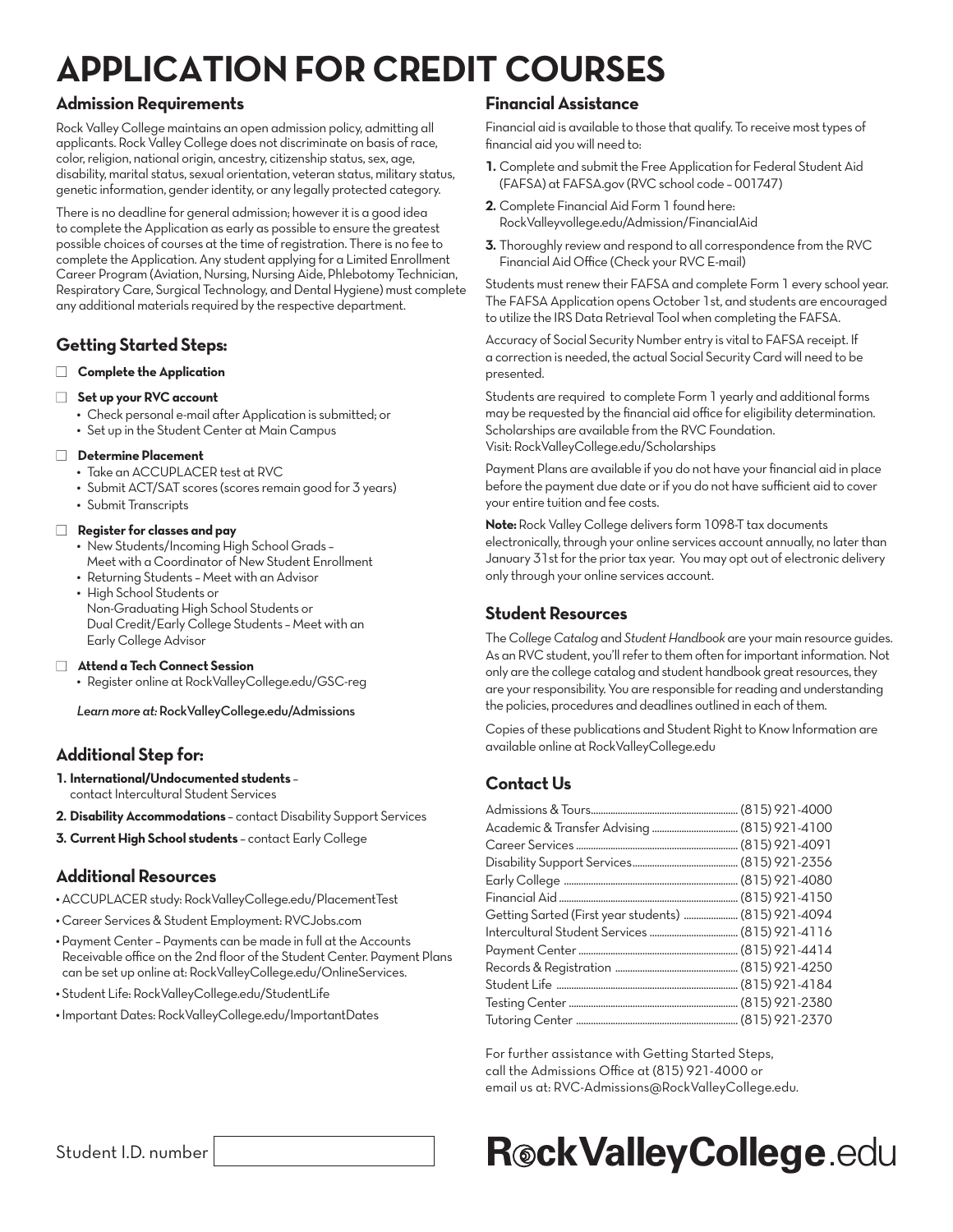# APPLICATION FOR CREDIT COURSES

## Admission Requirements

Rock Valley College maintains an open admission policy, admitting all applicants. Rock Valley College does not discriminate on basis of race, color, religion, national origin, ancestry, citizenship status, sex, age, disability, marital status, sexual orientation, veteran status, military status, genetic information, gender identity, or any legally protected category.

There is no deadline for general admission; however it is a good idea to complete the Application as early as possible to ensure the greatest possible choices of courses at the time of registration. There is no fee to complete the Application. Any student applying for a Limited Enrollment Career Program (Aviation, Nursing, Nursing Aide, Phlebotomy Technician, Respiratory Care, Surgical Technology, and Dental Hygiene) must complete any additional materials required by the respective department.

## Getting Started Steps:

- ☐ **Complete the Application**
- ☐ **Set up your RVC account**
  - Check personal e-mail after Application is submitted; or
  - Set up in the Student Center at Main Campus
- ☐ **Determine Placement**
  - Take an ACCUPLACER test at RVC
  - Submit ACT/SAT scores (scores remain good for 3 years)
  - Submit Transcripts
- ☐ **Register for classes and pay**
  - New Students/Incoming High School Grads – Meet with a Coordinator of New Student Enrollment
  - Returning Students – Meet with an Advisor
  - High School Students or Non-Graduating High School Students or Dual Credit/Early College Students – Meet with an Early College Advisor
- ☐ **Attend a Tech Connect Session**
  - Register online at RockValleyCollege.edu/GSC-reg

*Learn more at:* RockValleyCollege.edu/Admissions

## Additional Step for:

1. **International/Undocumented students** – contact Intercultural Student Services
2. **Disability Accommodations** – contact Disability Support Services
3. **Current High School students** – contact Early College

## Additional Resources

- ACCUPLACER study: RockValleyCollege.edu/PlacementTest
- Career Services & Student Employment: RVCJobs.com
- Payment Center – Payments can be made in full at the Accounts Receivable office on the 2nd floor of the Student Center. Payment Plans can be set up online at: RockValleyCollege.edu/OnlineServices.
- Student Life: RockValleyCollege.edu/StudentLife
- Important Dates: RockValleyCollege.edu/ImportantDates

## Financial Assistance

Financial aid is available to those that qualify. To receive most types of financial aid you will need to:

1. Complete and submit the Free Application for Federal Student Aid (FAFSA) at FAFSA.gov (RVC school code – 001747)
2. Complete Financial Aid Form 1 found here: RockValleyvollege.edu/Admission/FinancialAid
3. Thoroughly review and respond to all correspondence from the RVC Financial Aid Office (Check your RVC E-mail)

Students must renew their FAFSA and complete Form 1 every school year. The FAFSA Application opens October 1st, and students are encouraged to utilize the IRS Data Retrieval Tool when completing the FAFSA.

Accuracy of Social Security Number entry is vital to FAFSA receipt. If a correction is needed, the actual Social Security Card will need to be presented.

Students are required to complete Form 1 yearly and additional forms may be requested by the financial aid office for eligibility determination. Scholarships are available from the RVC Foundation. Visit: RockValleyCollege.edu/Scholarships

Payment Plans are available if you do not have your financial aid in place before the payment due date or if you do not have sufficient aid to cover your entire tuition and fee costs.

**Note:** Rock Valley College delivers form 1098-T tax documents electronically, through your online services account annually, no later than January 31st for the prior tax year. You may opt out of electronic delivery only through your online services account.

## Student Resources

The *College Catalog* and *Student Handbook* are your main resource guides. As an RVC student, you'll refer to them often for important information. Not only are the college catalog and student handbook great resources, they are your responsibility. You are responsible for reading and understanding the policies, procedures and deadlines outlined in each of them.

Copies of these publications and Student Right to Know Information are available online at RockValleyCollege.edu

## Contact Us

| | |
|---|---|
| Admissions & Tours | (815) 921-4000 |
| Academic & Transfer Advising | (815) 921-4100 |
| Career Services | (815) 921-4091 |
| Disability Support Services | (815) 921-2356 |
| Early College | (815) 921-4080 |
| Financial Aid | (815) 921-4150 |
| Getting Sarted (First year students) | (815) 921-4094 |
| Intercultural Student Services | (815) 921-4116 |
| Payment Center | (815) 921-4414 |
| Records & Registration | (815) 921-4250 |
| Student Life | (815) 921-4184 |
| Testing Center | (815) 921-2380 |
| Tutoring Center | (815) 921-2370 |

For further assistance with Getting Started Steps, call the Admissions Office at (815) 921-4000 or email us at: RVC-Admissions@RockValleyCollege.edu.

Student I.D. number ____________________

RockValleyCollege.edu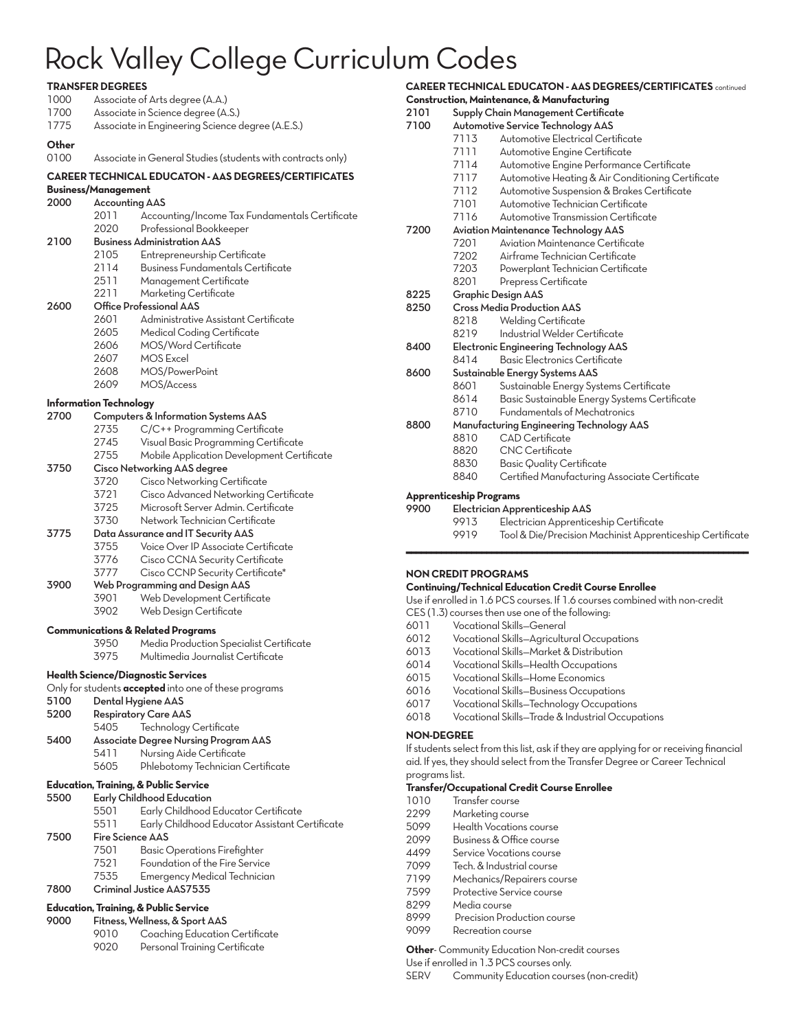# Rock Valley College Curriculum Codes

## TRANSFER DEGREES

- 1000 Associate of Arts degree (A.A.)
- 1700 Associate in Science degree (A.S.)
- 1775 Associate in Engineering Science degree (A.E.S.)

### Other

- 0100 Associate in General Studies (students with contracts only)

## CAREER TECHNICAL EDUCATON - AAS DEGREES/CERTIFICATES

### Business/Management

- **2000 Accounting AAS**
  - 2011 Accounting/Income Tax Fundamentals Certificate
  - 2020 Professional Bookkeeper
- **2100 Business Administration AAS**
  - 2105 Entrepreneurship Certificate
  - 2114 Business Fundamentals Certificate
  - 2511 Management Certificate
  - 2211 Marketing Certificate
- **2600 Office Professional AAS**
  - 2601 Administrative Assistant Certificate
  - 2605 Medical Coding Certificate
  - 2606 MOS/Word Certificate
  - 2607 MOS Excel
  - 2608 MOS/PowerPoint
  - 2609 MOS/Access

### Information Technology

- **2700 Computers & Information Systems AAS**
  - 2735 C/C++ Programming Certificate
  - 2745 Visual Basic Programming Certificate
  - 2755 Mobile Application Development Certificate
- **3750 Cisco Networking AAS degree**
  - 3720 Cisco Networking Certificate
  - 3721 Cisco Advanced Networking Certificate
  - 3725 Microsoft Server Admin. Certificate
  - 3730 Network Technician Certificate
- **3775 Data Assurance and IT Security AAS**
  - 3755 Voice Over IP Associate Certificate
  - 3776 Cisco CCNA Security Certificate
  - 3777 Cisco CCNP Security Certificate*
- **3900 Web Programming and Design AAS**
  - 3901 Web Development Certificate
  - 3902 Web Design Certificate

### Communications & Related Programs

- 3950 Media Production Specialist Certificate
- 3975 Multimedia Journalist Certificate

### Health Science/Diagnostic Services

Only for students **accepted** into one of these programs

- **5100 Dental Hygiene AAS**
- **5200 Respiratory Care AAS**
  - 5405 Technology Certificate
- **5400 Associate Degree Nursing Program AAS**
  - 5411 Nursing Aide Certificate
  - 5605 Phlebotomy Technician Certificate

### Education, Training, & Public Service

- **5500 Early Childhood Education**
  - 5501 Early Childhood Educator Certificate
  - 5511 Early Childhood Educator Assistant Certificate
- **7500 Fire Science AAS**
  - 7501 Basic Operations Firefighter
  - 7521 Foundation of the Fire Service
  - 7535 Emergency Medical Technician
- **7800 Criminal Justice AAS7535**

### Education, Training, & Public Service

- **9000 Fitness, Wellness, & Sport AAS**
  - 9010 Coaching Education Certificate
  - 9020 Personal Training Certificate

## CAREER TECHNICAL EDUCATON - AAS DEGREES/CERTIFICATES continued

### Construction, Maintenance, & Manufacturing

- **2101 Supply Chain Management Certificate**
- **7100 Automotive Service Technology AAS**
  - 7113 Automotive Electrical Certificate
  - 7111 Automotive Engine Certificate
  - 7114 Automotive Engine Performance Certificate
  - 7117 Automotive Heating & Air Conditioning Certificate
  - 7112 Automotive Suspension & Brakes Certificate
  - 7101 Automotive Technician Certificate
  - 7116 Automotive Transmission Certificate
- **7200 Aviation Maintenance Technology AAS**
  - 7201 Aviation Maintenance Certificate
  - 7202 Airframe Technician Certificate
  - 7203 Powerplant Technician Certificate
  - 8201 Prepress Certificate
- **8225 Graphic Design AAS**
- **8250 Cross Media Production AAS**
  - 8218 Welding Certificate
  - 8219 Industrial Welder Certificate
- **8400 Electronic Engineering Technology AAS**
  - 8414 Basic Electronics Certificate
- **8600 Sustainable Energy Systems AAS**
  - 8601 Sustainable Energy Systems Certificate
  - 8614 Basic Sustainable Energy Systems Certificate
  - 8710 Fundamentals of Mechatronics
- **8800 Manufacturing Engineering Technology AAS**
  - 8810 CAD Certificate
  - 8820 CNC Certificate
  - 8830 Basic Quality Certificate
  - 8840 Certified Manufacturing Associate Certificate

### Apprenticeship Programs

- **9900 Electrician Apprenticeship AAS**
  - 9913 Electrician Apprenticeship Certificate
  - 9919 Tool & Die/Precision Machinist Apprenticeship Certificate

---

## NON CREDIT PROGRAMS

### Continuing/Technical Education Credit Course Enrollee

Use if enrolled in 1.6 PCS courses. If 1.6 courses combined with non-credit CES (1.3) courses then use one of the following:

- 6011 Vocational Skills—General
- 6012 Vocational Skills—Agricultural Occupations
- 6013 Vocational Skills—Market & Distribution
- 6014 Vocational Skills—Health Occupations
- 6015 Vocational Skills—Home Economics
- 6016 Vocational Skills—Business Occupations
- 6017 Vocational Skills—Technology Occupations
- 6018 Vocational Skills—Trade & Industrial Occupations

### NON-DEGREE

If students select from this list, ask if they are applying for or receiving financial aid. If yes, they should select from the Transfer Degree or Career Technical programs list.

### Transfer/Occupational Credit Course Enrollee

- 1010 Transfer course
- 2299 Marketing course
- 5099 Health Vocations course
- 2099 Business & Office course
- 4499 Service Vocations course
- 7099 Tech. & Industrial course
- 7199 Mechanics/Repairers course
- 7599 Protective Service course
- 8299 Media course
- 8999 Precision Production course
- 9099 Recreation course

**Other**- Community Education Non-credit courses
Use if enrolled in 1.3 PCS courses only.

- SERV Community Education courses (non-credit)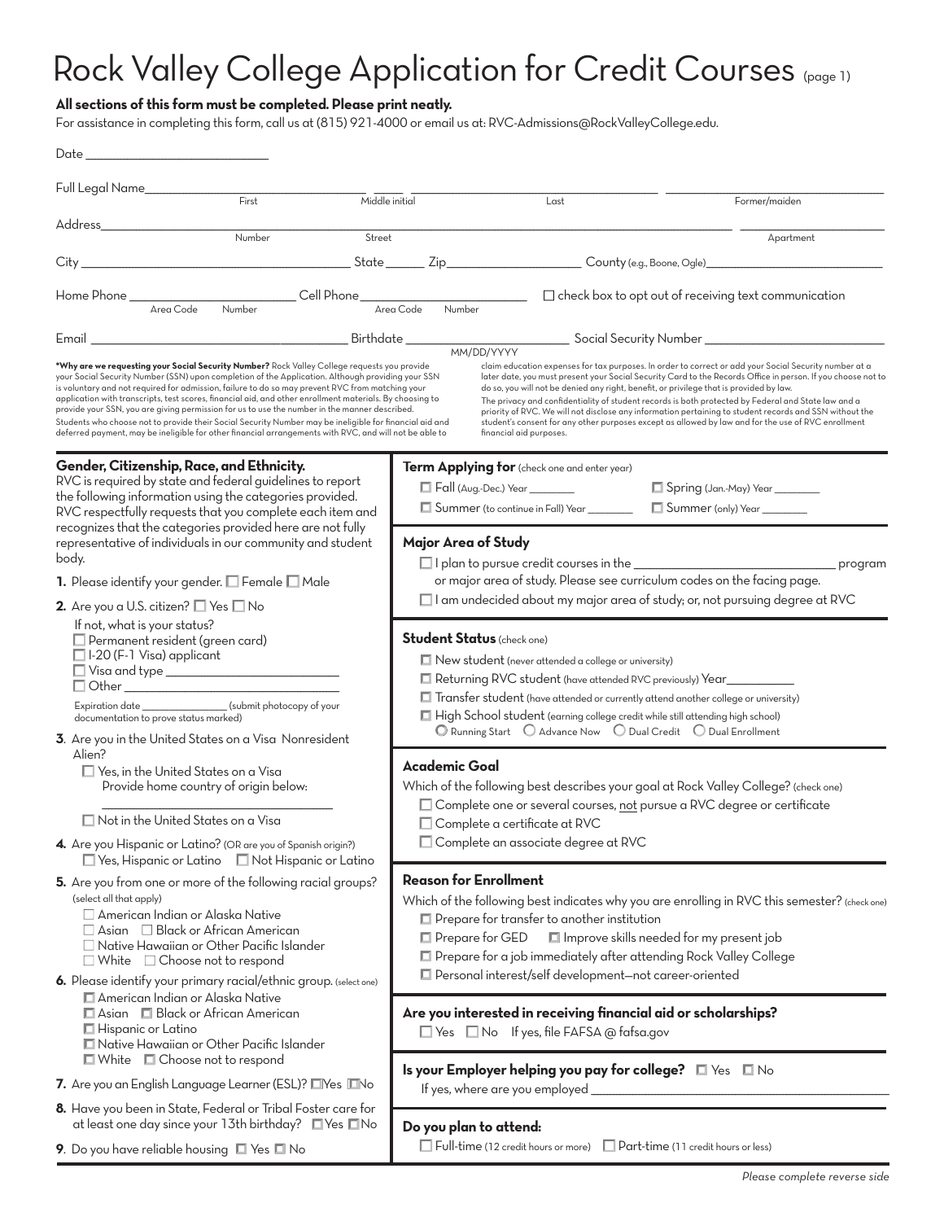# Rock Valley College Application for Credit Courses (page 1)

**All sections of this form must be completed. Please print neatly.**

For assistance in completing this form, call us at (815) 921-4000 or email us at: RVC-Admissions@RockValleyCollege.edu.

Date ____________________________

Full Legal Name ________________________ (First) _____ (Middle initial) ________________________ (Last) ________________________ (Former/maiden)

Address ________ (Number) ________________________ (Street) ________ (Apartment)

City ________________________ State ______ Zip ____________ County (e.g., Boone, Ogle) ________________________

Home Phone ________ (Area Code) ________ (Number) Cell Phone ________ (Area Code) ________ (Number) ☐ check box to opt out of receiving text communication

Email ________________________ Birthdate ____________ (MM/DD/YYYY) Social Security Number ________________________

***Why are we requesting your Social Security Number?** Rock Valley College requests you provide your Social Security Number (SSN) upon completion of the Application. Although providing your SSN is voluntary and not required for admission, failure to do so may prevent RVC from matching your application with transcripts, test scores, financial aid, and other enrollment materials. By choosing to provide your SSN, you are giving permission for us to use the number in the manner described. Students who choose not to provide their Social Security Number may be ineligible for financial aid and deferred payment, may be ineligible for other financial arrangements with RVC, and will not be able to claim education expenses for tax purposes. In order to correct or add your Social Security number at a later date, you must present your Social Security Card to the Records Office in person. If you choose not to do so, you will not be denied any right, benefit, or privilege that is provided by law.

The privacy and confidentiality of student records is both protected by Federal and State law and a priority of RVC. We will not disclose any information pertaining to student records and SSN without the student's consent for any other purposes except as allowed by law and for the use of RVC enrollment financial aid purposes.

## Gender, Citizenship, Race, and Ethnicity.

RVC is required by state and federal guidelines to report the following information using the categories provided. RVC respectfully requests that you complete each item and recognizes that the categories provided here are not fully representative of individuals in our community and student body.

1. Please identify your gender. ☐ Female ☐ Male
2. Are you a U.S. citizen? ☐ Yes ☐ No
   If not, what is your status?
   - ☐ Permanent resident (green card)
   - ☐ I-20 (F-1 Visa) applicant
   - ☐ Visa and type ________________________
   - ☐ Other ________________________

   Expiration date ______________ (submit photocopy of your documentation to prove status marked)
3. Are you in the United States on a Visa Nonresident Alien?
   - ☐ Yes, in the United States on a Visa
     Provide home country of origin below:
     ________________________
   - ☐ Not in the United States on a Visa
4. Are you Hispanic or Latino? (OR are you of Spanish origin?)
   ☐ Yes, Hispanic or Latino ☐ Not Hispanic or Latino
5. Are you from one or more of the following racial groups? (select all that apply)
   - ☐ American Indian or Alaska Native
   - ☐ Asian ☐ Black or African American
   - ☐ Native Hawaiian or Other Pacific Islander
   - ☐ White ☐ Choose not to respond
6. Please identify your primary racial/ethnic group. (select one)
   - ☐ American Indian or Alaska Native
   - ☐ Asian ☐ Black or African American
   - ☐ Hispanic or Latino
   - ☐ Native Hawaiian or Other Pacific Islander
   - ☐ White ☐ Choose not to respond
7. Are you an English Language Learner (ESL)? ☐ Yes ☐ No
8. Have you been in State, Federal or Tribal Foster care for at least one day since your 13th birthday? ☐ Yes ☐ No
9. Do you have reliable housing ☐ Yes ☐ No

## Term Applying for (check one and enter year)

- ☐ Fall (Aug.-Dec.) Year ________
- ☐ Spring (Jan.-May) Year ________
- ☐ Summer (to continue in Fall) Year ________
- ☐ Summer (only) Year ________

## Major Area of Study

- ☐ I plan to pursue credit courses in the ________________________ program or major area of study. Please see curriculum codes on the facing page.
- ☐ I am undecided about my major area of study; or, not pursuing degree at RVC

## Student Status (check one)

- ☐ New student (never attended a college or university)
- ☐ Returning RVC student (have attended RVC previously) Year __________
- ☐ Transfer student (have attended or currently attend another college or university)
- ☐ High School student (earning college credit while still attending high school)
  ○ Running Start ○ Advance Now ○ Dual Credit ○ Dual Enrollment

## Academic Goal

Which of the following best describes your goal at Rock Valley College? (check one)

- ☐ Complete one or several courses, not pursue a RVC degree or certificate
- ☐ Complete a certificate at RVC
- ☐ Complete an associate degree at RVC

## Reason for Enrollment

Which of the following best indicates why you are enrolling in RVC this semester? (check one)

- ☐ Prepare for transfer to another institution
- ☐ Prepare for GED ☐ Improve skills needed for my present job
- ☐ Prepare for a job immediately after attending Rock Valley College
- ☐ Personal interest/self development—not career-oriented

## Are you interested in receiving financial aid or scholarships?

☐ Yes ☐ No If yes, file FAFSA @ fafsa.gov

## Is your Employer helping you pay for college? ☐ Yes ☐ No

If yes, where are you employed ________________________

## Do you plan to attend:

☐ Full-time (12 credit hours or more) ☐ Part-time (11 credit hours or less)

*Please complete reverse side*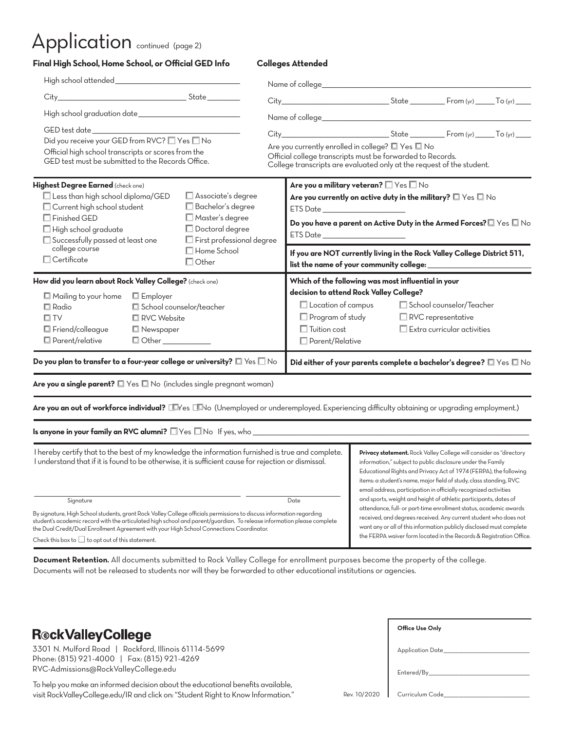# Application continued (page 2)

**Final High School, Home School, or Official GED Info**

High school attended\_\_\_\_\_\_\_\_\_\_\_\_\_\_\_\_\_\_\_\_\_\_\_\_\_\_\_\_

City\_\_\_\_\_\_\_\_\_\_\_\_\_\_\_\_\_\_\_\_\_\_\_\_\_\_\_\_ State\_\_\_\_\_\_\_\_

High school graduation date\_\_\_\_\_\_\_\_\_\_\_\_\_\_\_\_\_\_\_\_\_\_

GED test date\_\_\_\_\_\_\_\_\_\_\_\_\_\_\_\_\_\_\_\_\_\_\_\_\_\_\_\_\_\_\_\_

Did you receive your GED from RVC? ☐ Yes ☐ No

Official high school transcripts or scores from the GED test must be submitted to the Records Office.

**Colleges Attended**

Name of college\_\_\_\_\_\_\_\_\_\_\_\_\_\_\_\_\_\_\_\_\_\_\_\_\_\_\_\_\_\_\_\_\_\_\_\_\_\_\_\_\_\_\_\_

City\_\_\_\_\_\_\_\_\_\_\_\_\_\_\_\_\_\_\_\_\_\_\_\_ State \_\_\_\_\_\_\_\_ From (yr) \_\_\_\_\_ To (yr) \_\_\_\_

Name of college\_\_\_\_\_\_\_\_\_\_\_\_\_\_\_\_\_\_\_\_\_\_\_\_\_\_\_\_\_\_\_\_\_\_\_\_\_\_\_\_\_\_\_\_

City\_\_\_\_\_\_\_\_\_\_\_\_\_\_\_\_\_\_\_\_\_\_\_\_ State \_\_\_\_\_\_\_\_ From (yr) \_\_\_\_\_ To (yr) \_\_\_\_

Are you currently enrolled in college? ☐ Yes ☐ No

Official college transcripts must be forwarded to Records.
College transcripts are evaluated only at the request of the student.

**Highest Degree Earned** (check one)

- ☐ Less than high school diploma/GED
- ☐ Current high school student
- ☐ Finished GED
- ☐ High school graduate
- ☐ Successfully passed at least one college course
- ☐ Certificate
- ☐ Associate's degree
- ☐ Bachelor's degree
- ☐ Master's degree
- ☐ Doctoral degree
- ☐ First professional degree
- ☐ Home School
- ☐ Other

**Are you a military veteran?** ☐ Yes ☐ No

**Are you currently on active duty in the military?** ☐ Yes ☐ No

ETS Date \_\_\_\_\_\_\_\_\_\_\_\_\_\_\_\_\_\_\_\_

**Do you have a parent on Active Duty in the Armed Forces?** ☐ Yes ☐ No

ETS Date \_\_\_\_\_\_\_\_\_\_\_\_\_\_\_\_\_\_\_\_

**If you are NOT currently living in the Rock Valley College District 511, list the name of your community college:** \_\_\_\_\_\_\_\_\_\_\_\_\_\_\_\_\_\_\_\_\_\_\_\_

**How did you learn about Rock Valley College?** (check one)

- ☐ Mailing to your home
- ☐ Radio
- ☐ TV
- ☐ Friend/colleague
- ☐ Parent/relative
- ☐ Employer
- ☐ School counselor/teacher
- ☐ RVC Website
- ☐ Newspaper
- ☐ Other \_\_\_\_\_\_\_\_\_\_\_

**Which of the following was most influential in your decision to attend Rock Valley College?**

- ☐ Location of campus
- ☐ Program of study
- ☐ Tuition cost
- ☐ Parent/Relative
- ☐ School counselor/Teacher
- ☐ RVC representative
- ☐ Extra curricular activities

**Do you plan to transfer to a four-year college or university?** ☐ Yes ☐ No

**Did either of your parents complete a bachelor's degree?** ☐ Yes ☐ No

**Are you a single parent?** ☐ Yes ☐ No (includes single pregnant woman)

**Are you an out of workforce individual?** ☐ Yes ☐ No (Unemployed or underemployed. Experiencing difficulty obtaining or upgrading employment.)

**Is anyone in your family an RVC alumni?** ☐ Yes ☐ No If yes, who \_\_\_\_\_\_\_\_\_\_\_\_\_\_\_\_\_\_\_\_\_\_\_\_\_\_\_\_\_\_\_\_\_\_\_\_\_\_\_\_

I hereby certify that to the best of my knowledge the information furnished is true and complete. I understand that if it is found to be otherwise, it is sufficient cause for rejection or dismissal.

\_\_\_\_\_\_\_\_\_\_\_\_\_\_\_\_\_\_\_\_\_\_\_\_\_\_\_\_\_\_\_\_\_\_\_\_\_\_\_\_ \_\_\_\_\_\_\_\_\_\_\_\_\_\_\_\_\_\_\_\_
Signature Date

By signature, High School students, grant Rock Valley College officials permissions to discuss information regarding student's academic record with the articulated high school and parent/guardian. To release information please complete the Dual Credit/Dual Enrollment Agreement with your High School Connections Coordinator.

Check this box to ☐ to opt out of this statement.

**Privacy statement.** Rock Valley College will consider as "directory information," subject to public disclosure under the Family Educational Rights and Privacy Act of 1974 (FERPA), the following items: a student's name, major field of study, class standing, RVC email address, participation in officially recognized activities and sports, weight and height of athletic participants, dates of attendance, full- or part-time enrollment status, academic awards received, and degrees received. Any current student who does not want any or all of this information publicly disclosed must complete the FERPA waiver form located in the Records & Registration Office.

**Document Retention.** All documents submitted to Rock Valley College for enrollment purposes become the property of the college. Documents will not be released to students nor will they be forwarded to other educational institutions or agencies.

**RockValleyCollege**

3301 N. Mulford Road | Rockford, Illinois 61114-5699
Phone: (815) 921-4000 | Fax: (815) 921-4269
RVC-Admissions@RockValleyCollege.edu

To help you make an informed decision about the educational benefits available, visit RockValleyCollege.edu/IR and click on: "Student Right to Know Information."

Rev. 10/2020

**Office Use Only**

Application Date\_\_\_\_\_\_\_\_\_\_\_\_\_\_\_\_\_\_\_\_\_\_\_

Entered/By\_\_\_\_\_\_\_\_\_\_\_\_\_\_\_\_\_\_\_\_\_\_\_\_\_\_\_

Curriculum Code\_\_\_\_\_\_\_\_\_\_\_\_\_\_\_\_\_\_\_\_\_\_\_